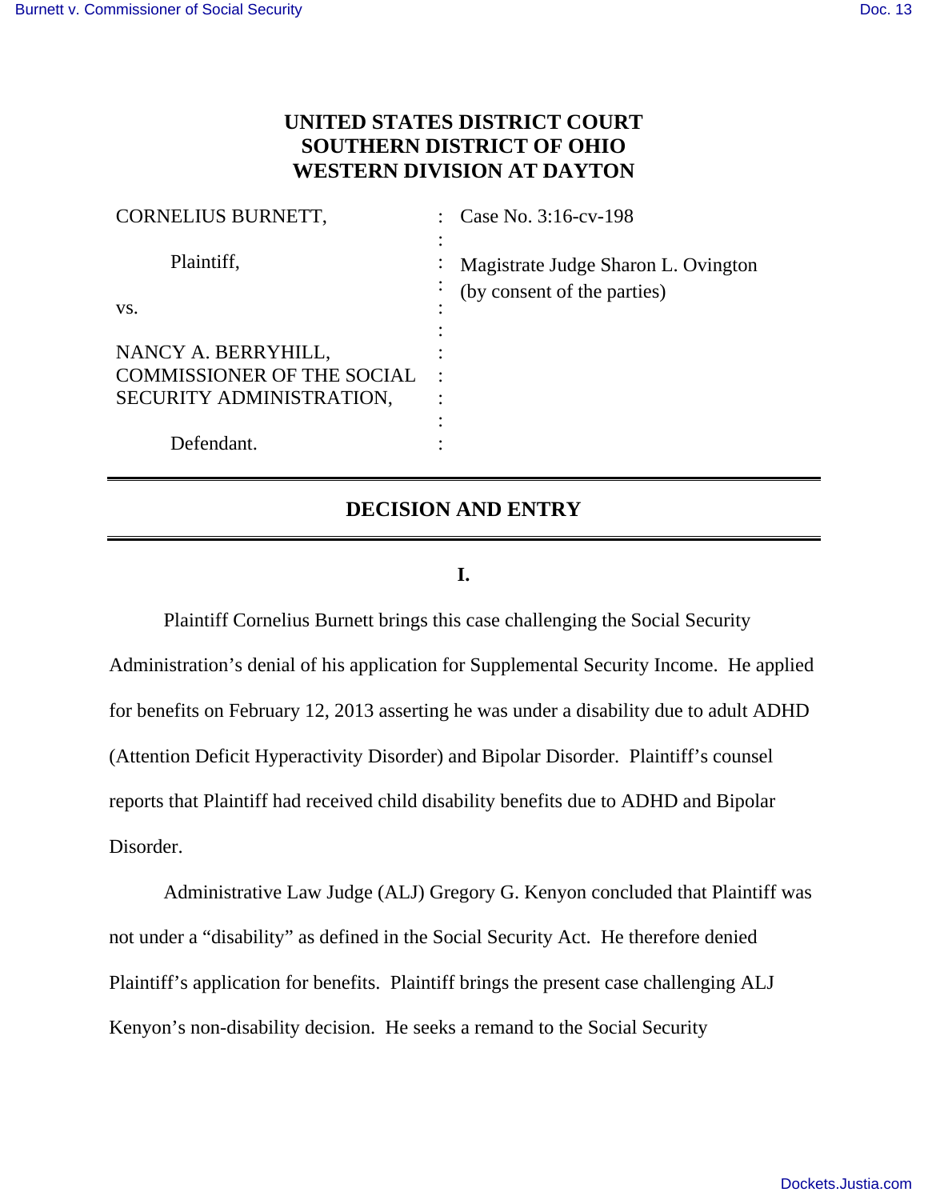# UNITED STATES DISTRICT COURT
# SOUTHERN DISTRICT OF OHIO
# WESTERN DIVISION AT DAYTON

| | | |
|---|---|---|
| CORNELIUS BURNETT, | : | Case No. 3:16-cv-198 |
| Plaintiff, | : | Magistrate Judge Sharon L. Ovington (by consent of the parties) |
| vs. | : | |
| NANCY A. BERRYHILL, COMMISSIONER OF THE SOCIAL SECURITY ADMINISTRATION, | : | |
| Defendant. | : | |

## DECISION AND ENTRY

### I.

Plaintiff Cornelius Burnett brings this case challenging the Social Security Administration's denial of his application for Supplemental Security Income. He applied for benefits on February 12, 2013 asserting he was under a disability due to adult ADHD (Attention Deficit Hyperactivity Disorder) and Bipolar Disorder. Plaintiff's counsel reports that Plaintiff had received child disability benefits due to ADHD and Bipolar Disorder.

Administrative Law Judge (ALJ) Gregory G. Kenyon concluded that Plaintiff was not under a "disability" as defined in the Social Security Act. He therefore denied Plaintiff's application for benefits. Plaintiff brings the present case challenging ALJ Kenyon's non-disability decision. He seeks a remand to the Social Security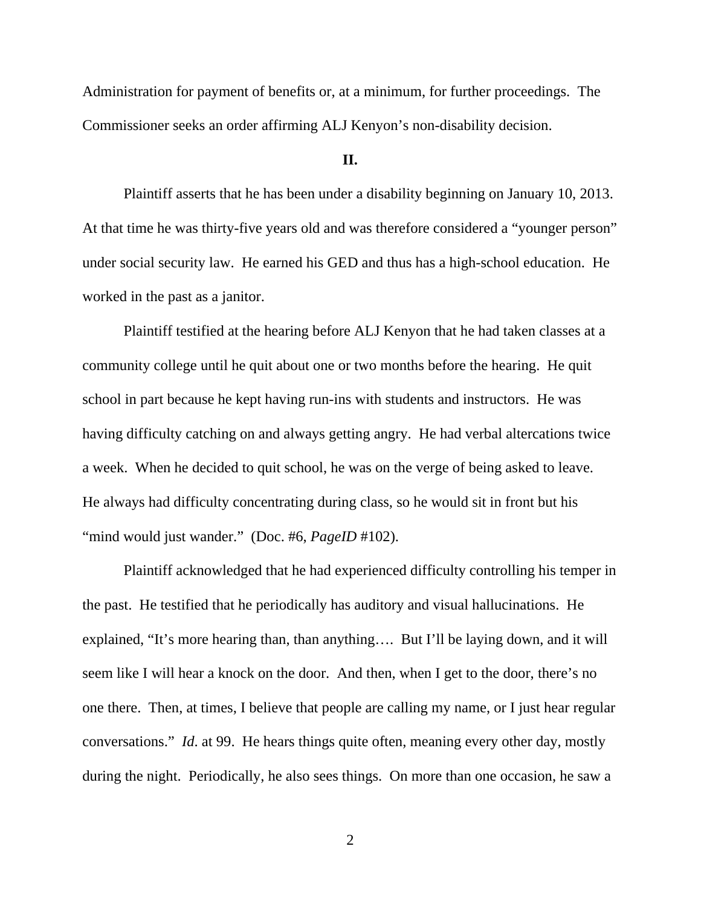Administration for payment of benefits or, at a minimum, for further proceedings. The Commissioner seeks an order affirming ALJ Kenyon's non-disability decision.

**II.**

Plaintiff asserts that he has been under a disability beginning on January 10, 2013. At that time he was thirty-five years old and was therefore considered a "younger person" under social security law. He earned his GED and thus has a high-school education. He worked in the past as a janitor.

Plaintiff testified at the hearing before ALJ Kenyon that he had taken classes at a community college until he quit about one or two months before the hearing. He quit school in part because he kept having run-ins with students and instructors. He was having difficulty catching on and always getting angry. He had verbal altercations twice a week. When he decided to quit school, he was on the verge of being asked to leave. He always had difficulty concentrating during class, so he would sit in front but his "mind would just wander." (Doc. #6, *PageID* #102).

Plaintiff acknowledged that he had experienced difficulty controlling his temper in the past. He testified that he periodically has auditory and visual hallucinations. He explained, "It's more hearing than, than anything…. But I'll be laying down, and it will seem like I will hear a knock on the door. And then, when I get to the door, there's no one there. Then, at times, I believe that people are calling my name, or I just hear regular conversations." *Id*. at 99. He hears things quite often, meaning every other day, mostly during the night. Periodically, he also sees things. On more than one occasion, he saw a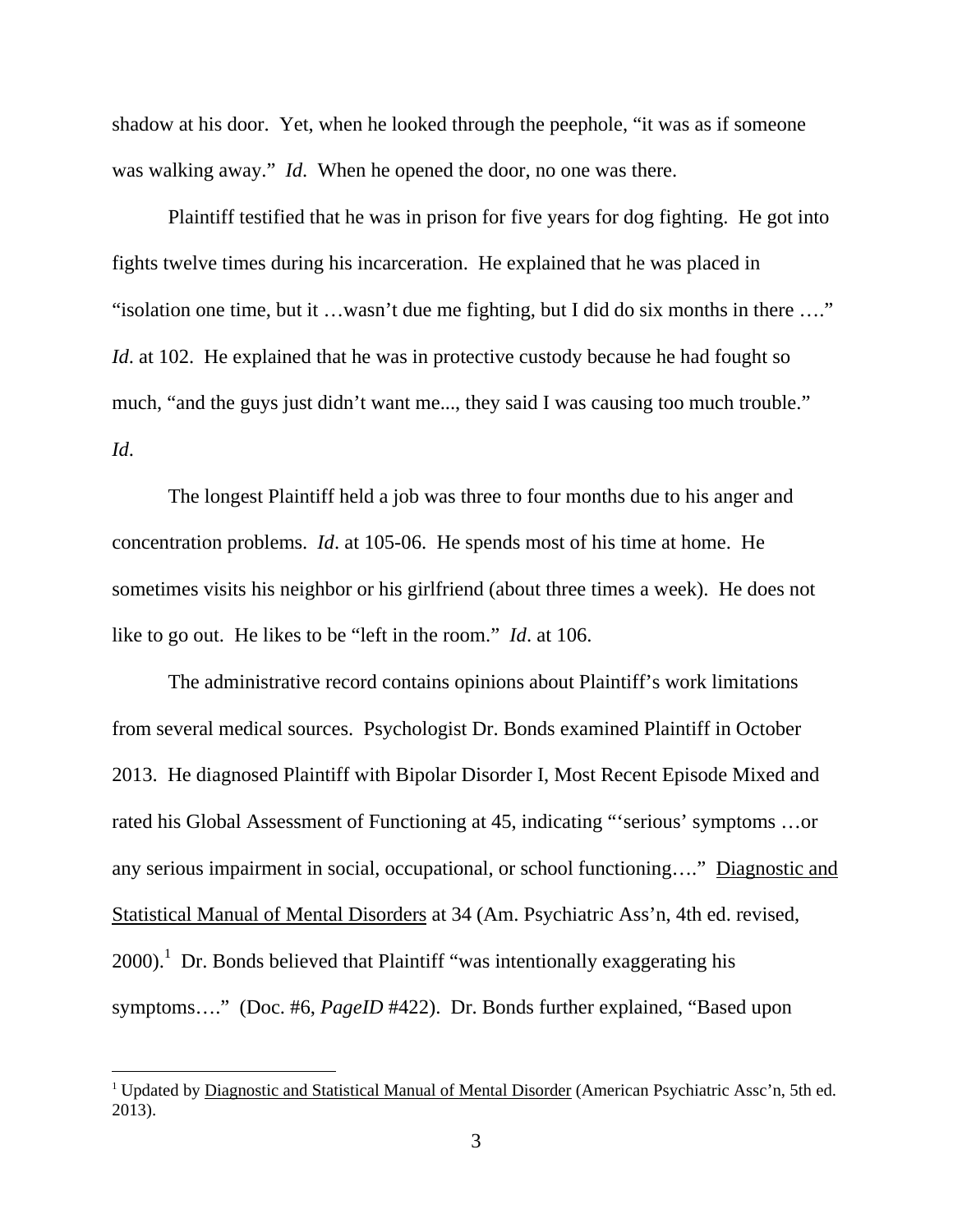shadow at his door. Yet, when he looked through the peephole, "it was as if someone was walking away." *Id*. When he opened the door, no one was there.

Plaintiff testified that he was in prison for five years for dog fighting. He got into fights twelve times during his incarceration. He explained that he was placed in "isolation one time, but it …wasn't due me fighting, but I did do six months in there …." *Id*. at 102. He explained that he was in protective custody because he had fought so much, "and the guys just didn't want me..., they said I was causing too much trouble." *Id*.

The longest Plaintiff held a job was three to four months due to his anger and concentration problems. *Id*. at 105-06. He spends most of his time at home. He sometimes visits his neighbor or his girlfriend (about three times a week). He does not like to go out. He likes to be "left in the room." *Id*. at 106.

The administrative record contains opinions about Plaintiff's work limitations from several medical sources. Psychologist Dr. Bonds examined Plaintiff in October 2013. He diagnosed Plaintiff with Bipolar Disorder I, Most Recent Episode Mixed and rated his Global Assessment of Functioning at 45, indicating "'serious' symptoms …or any serious impairment in social, occupational, or school functioning…." Diagnostic and Statistical Manual of Mental Disorders at 34 (Am. Psychiatric Ass'n, 4th ed. revised, 2000).[1] Dr. Bonds believed that Plaintiff "was intentionally exaggerating his symptoms…." (Doc. #6, *PageID* #422). Dr. Bonds further explained, "Based upon

[1] Updated by Diagnostic and Statistical Manual of Mental Disorder (American Psychiatric Assc'n, 5th ed. 2013).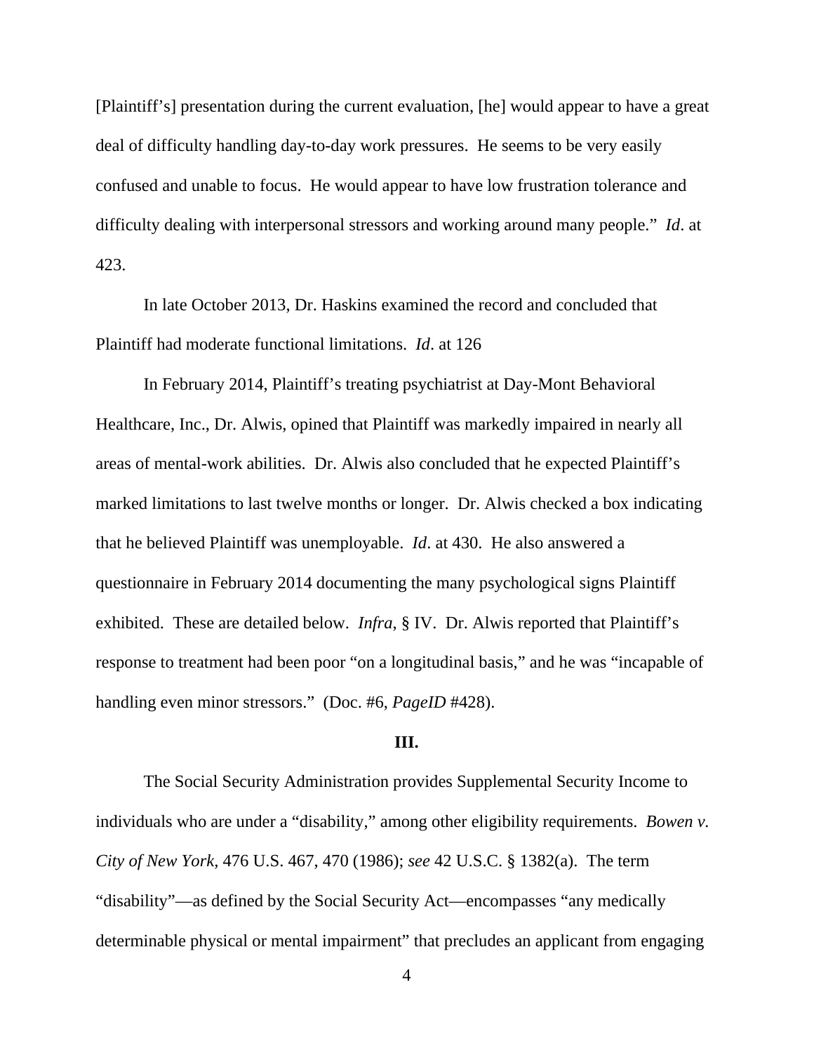[Plaintiff's] presentation during the current evaluation, [he] would appear to have a great deal of difficulty handling day-to-day work pressures. He seems to be very easily confused and unable to focus. He would appear to have low frustration tolerance and difficulty dealing with interpersonal stressors and working around many people." *Id*. at 423.

In late October 2013, Dr. Haskins examined the record and concluded that Plaintiff had moderate functional limitations. *Id*. at 126

In February 2014, Plaintiff's treating psychiatrist at Day-Mont Behavioral Healthcare, Inc., Dr. Alwis, opined that Plaintiff was markedly impaired in nearly all areas of mental-work abilities. Dr. Alwis also concluded that he expected Plaintiff's marked limitations to last twelve months or longer. Dr. Alwis checked a box indicating that he believed Plaintiff was unemployable. *Id*. at 430. He also answered a questionnaire in February 2014 documenting the many psychological signs Plaintiff exhibited. These are detailed below. *Infra*, § IV. Dr. Alwis reported that Plaintiff's response to treatment had been poor "on a longitudinal basis," and he was "incapable of handling even minor stressors." (Doc. #6, *PageID* #428).

**III.**

The Social Security Administration provides Supplemental Security Income to individuals who are under a "disability," among other eligibility requirements. *Bowen v. City of New York*, 476 U.S. 467, 470 (1986); *see* 42 U.S.C. § 1382(a). The term "disability"—as defined by the Social Security Act—encompasses "any medically determinable physical or mental impairment" that precludes an applicant from engaging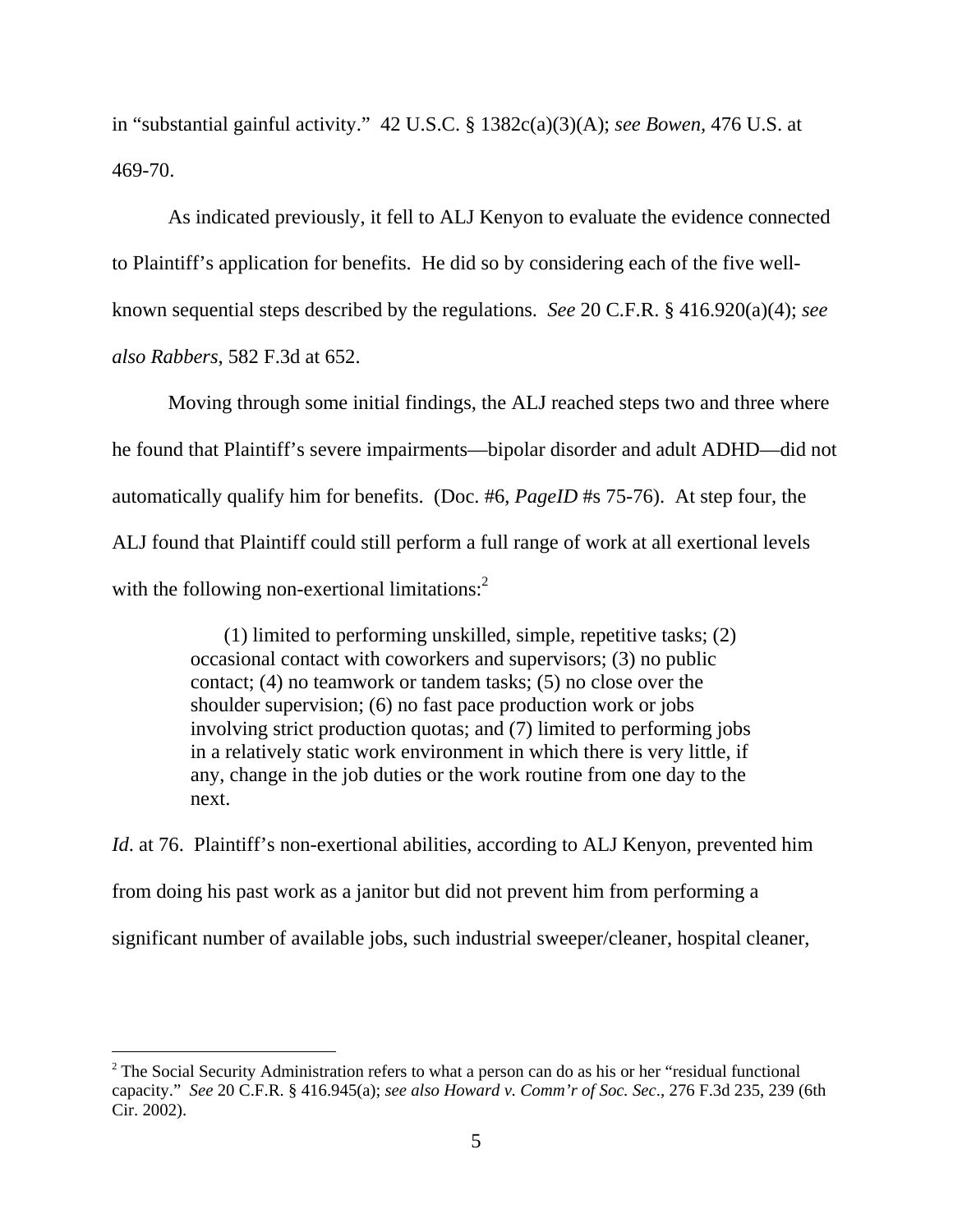in "substantial gainful activity." 42 U.S.C. § 1382c(a)(3)(A); *see Bowen,* 476 U.S. at 469-70.

As indicated previously, it fell to ALJ Kenyon to evaluate the evidence connected to Plaintiff's application for benefits. He did so by considering each of the five well-known sequential steps described by the regulations. *See* 20 C.F.R. § 416.920(a)(4); *see also Rabbers*, 582 F.3d at 652.

Moving through some initial findings, the ALJ reached steps two and three where he found that Plaintiff's severe impairments—bipolar disorder and adult ADHD—did not automatically qualify him for benefits. (Doc. #6, *PageID* #s 75-76). At step four, the ALJ found that Plaintiff could still perform a full range of work at all exertional levels with the following non-exertional limitations:[2]

> (1) limited to performing unskilled, simple, repetitive tasks; (2) occasional contact with coworkers and supervisors; (3) no public contact; (4) no teamwork or tandem tasks; (5) no close over the shoulder supervision; (6) no fast pace production work or jobs involving strict production quotas; and (7) limited to performing jobs in a relatively static work environment in which there is very little, if any, change in the job duties or the work routine from one day to the next.

*Id*. at 76. Plaintiff's non-exertional abilities, according to ALJ Kenyon, prevented him from doing his past work as a janitor but did not prevent him from performing a significant number of available jobs, such industrial sweeper/cleaner, hospital cleaner,

---

[2] The Social Security Administration refers to what a person can do as his or her "residual functional capacity." *See* 20 C.F.R. § 416.945(a); *see also Howard v. Comm'r of Soc. Sec*., 276 F.3d 235, 239 (6th Cir. 2002).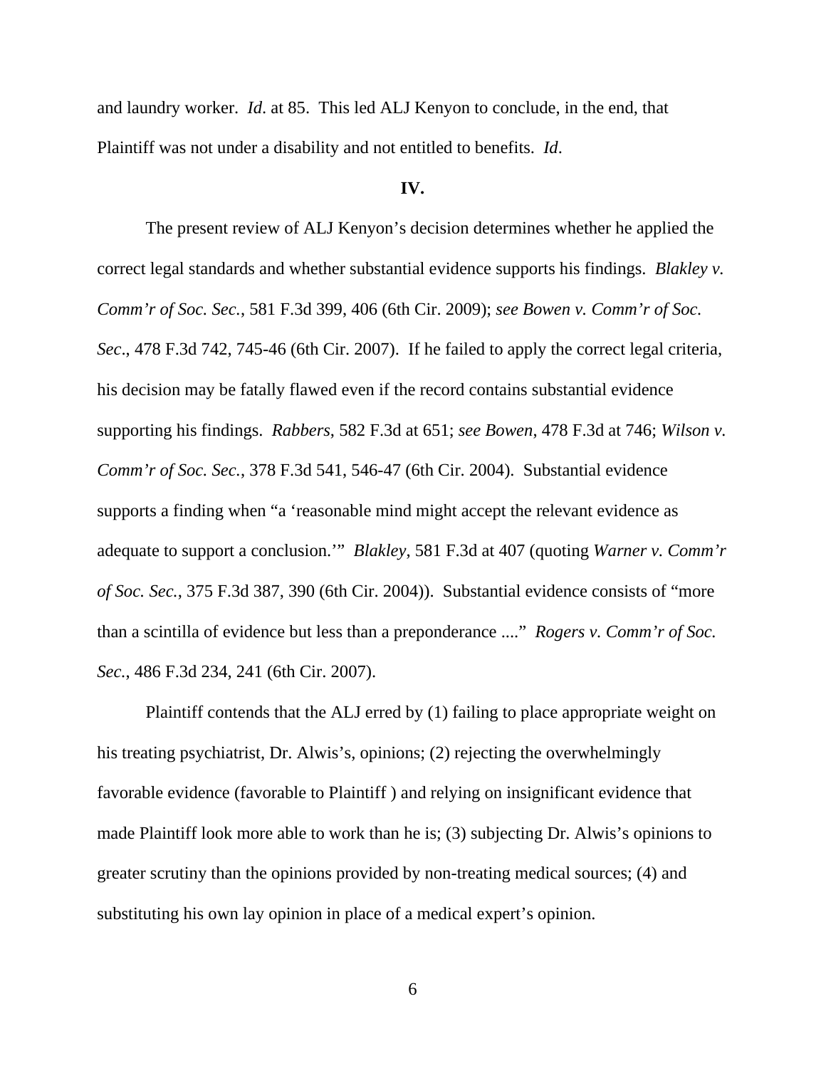and laundry worker. *Id*. at 85. This led ALJ Kenyon to conclude, in the end, that Plaintiff was not under a disability and not entitled to benefits. *Id*.

**IV.**

The present review of ALJ Kenyon's decision determines whether he applied the correct legal standards and whether substantial evidence supports his findings. *Blakley v. Comm'r of Soc. Sec.*, 581 F.3d 399, 406 (6th Cir. 2009); *see Bowen v. Comm'r of Soc. Sec*., 478 F.3d 742, 745-46 (6th Cir. 2007). If he failed to apply the correct legal criteria, his decision may be fatally flawed even if the record contains substantial evidence supporting his findings. *Rabbers*, 582 F.3d at 651; *see Bowen*, 478 F.3d at 746; *Wilson v. Comm'r of Soc. Sec.*, 378 F.3d 541, 546-47 (6th Cir. 2004). Substantial evidence supports a finding when "a 'reasonable mind might accept the relevant evidence as adequate to support a conclusion.'" *Blakley*, 581 F.3d at 407 (quoting *Warner v. Comm'r of Soc. Sec.*, 375 F.3d 387, 390 (6th Cir. 2004)). Substantial evidence consists of "more than a scintilla of evidence but less than a preponderance ...." *Rogers v. Comm'r of Soc. Sec.*, 486 F.3d 234, 241 (6th Cir. 2007).

Plaintiff contends that the ALJ erred by (1) failing to place appropriate weight on his treating psychiatrist, Dr. Alwis's, opinions; (2) rejecting the overwhelmingly favorable evidence (favorable to Plaintiff ) and relying on insignificant evidence that made Plaintiff look more able to work than he is; (3) subjecting Dr. Alwis's opinions to greater scrutiny than the opinions provided by non-treating medical sources; (4) and substituting his own lay opinion in place of a medical expert's opinion.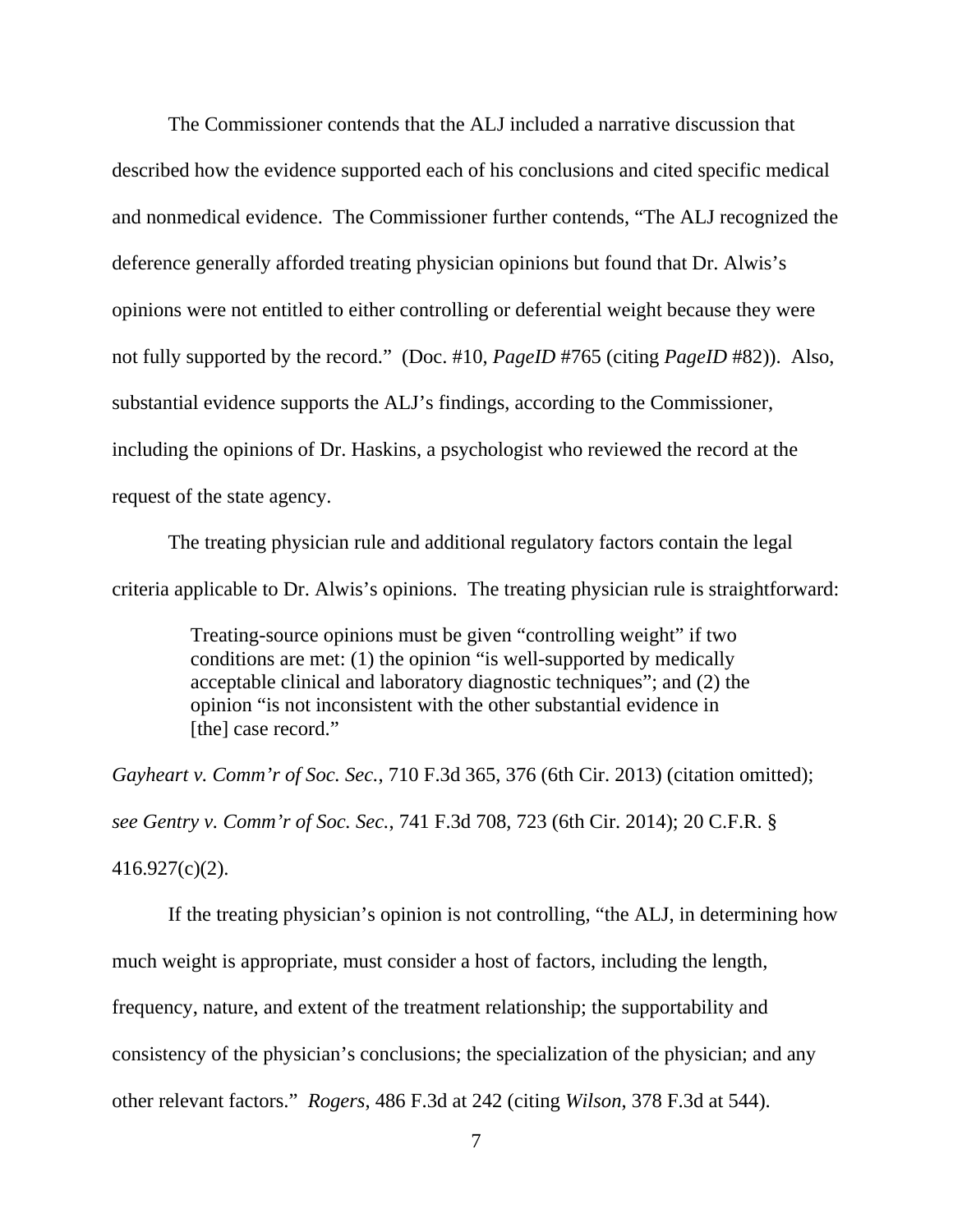The Commissioner contends that the ALJ included a narrative discussion that described how the evidence supported each of his conclusions and cited specific medical and nonmedical evidence. The Commissioner further contends, "The ALJ recognized the deference generally afforded treating physician opinions but found that Dr. Alwis's opinions were not entitled to either controlling or deferential weight because they were not fully supported by the record." (Doc. #10, *PageID* #765 (citing *PageID* #82)). Also, substantial evidence supports the ALJ's findings, according to the Commissioner, including the opinions of Dr. Haskins, a psychologist who reviewed the record at the request of the state agency.

The treating physician rule and additional regulatory factors contain the legal criteria applicable to Dr. Alwis's opinions. The treating physician rule is straightforward:

> Treating-source opinions must be given "controlling weight" if two conditions are met: (1) the opinion "is well-supported by medically acceptable clinical and laboratory diagnostic techniques"; and (2) the opinion "is not inconsistent with the other substantial evidence in [the] case record."

*Gayheart v. Comm'r of Soc. Sec.*, 710 F.3d 365, 376 (6th Cir. 2013) (citation omitted); *see Gentry v. Comm'r of Soc. Sec.*, 741 F.3d 708, 723 (6th Cir. 2014); 20 C.F.R. § 416.927(c)(2).

If the treating physician's opinion is not controlling, "the ALJ, in determining how much weight is appropriate, must consider a host of factors, including the length, frequency, nature, and extent of the treatment relationship; the supportability and consistency of the physician's conclusions; the specialization of the physician; and any other relevant factors." *Rogers*, 486 F.3d at 242 (citing *Wilson*, 378 F.3d at 544).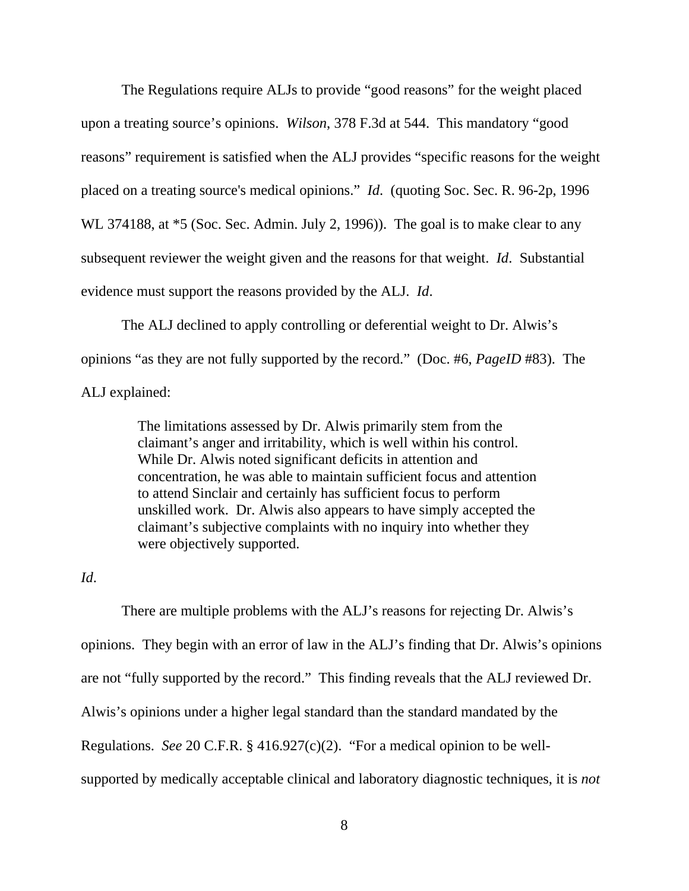The Regulations require ALJs to provide "good reasons" for the weight placed upon a treating source's opinions. *Wilson*, 378 F.3d at 544. This mandatory "good reasons" requirement is satisfied when the ALJ provides "specific reasons for the weight placed on a treating source's medical opinions." *Id*. (quoting Soc. Sec. R. 96-2p, 1996 WL 374188, at *5 (Soc. Sec. Admin. July 2, 1996)). The goal is to make clear to any subsequent reviewer the weight given and the reasons for that weight. *Id*. Substantial evidence must support the reasons provided by the ALJ. *Id*.

The ALJ declined to apply controlling or deferential weight to Dr. Alwis's opinions "as they are not fully supported by the record." (Doc. #6, *PageID* #83). The ALJ explained:

> The limitations assessed by Dr. Alwis primarily stem from the claimant's anger and irritability, which is well within his control. While Dr. Alwis noted significant deficits in attention and concentration, he was able to maintain sufficient focus and attention to attend Sinclair and certainly has sufficient focus to perform unskilled work. Dr. Alwis also appears to have simply accepted the claimant's subjective complaints with no inquiry into whether they were objectively supported.

*Id*.

There are multiple problems with the ALJ's reasons for rejecting Dr. Alwis's opinions. They begin with an error of law in the ALJ's finding that Dr. Alwis's opinions are not "fully supported by the record." This finding reveals that the ALJ reviewed Dr. Alwis's opinions under a higher legal standard than the standard mandated by the Regulations. *See* 20 C.F.R. § 416.927(c)(2). "For a medical opinion to be well-supported by medically acceptable clinical and laboratory diagnostic techniques, it is *not*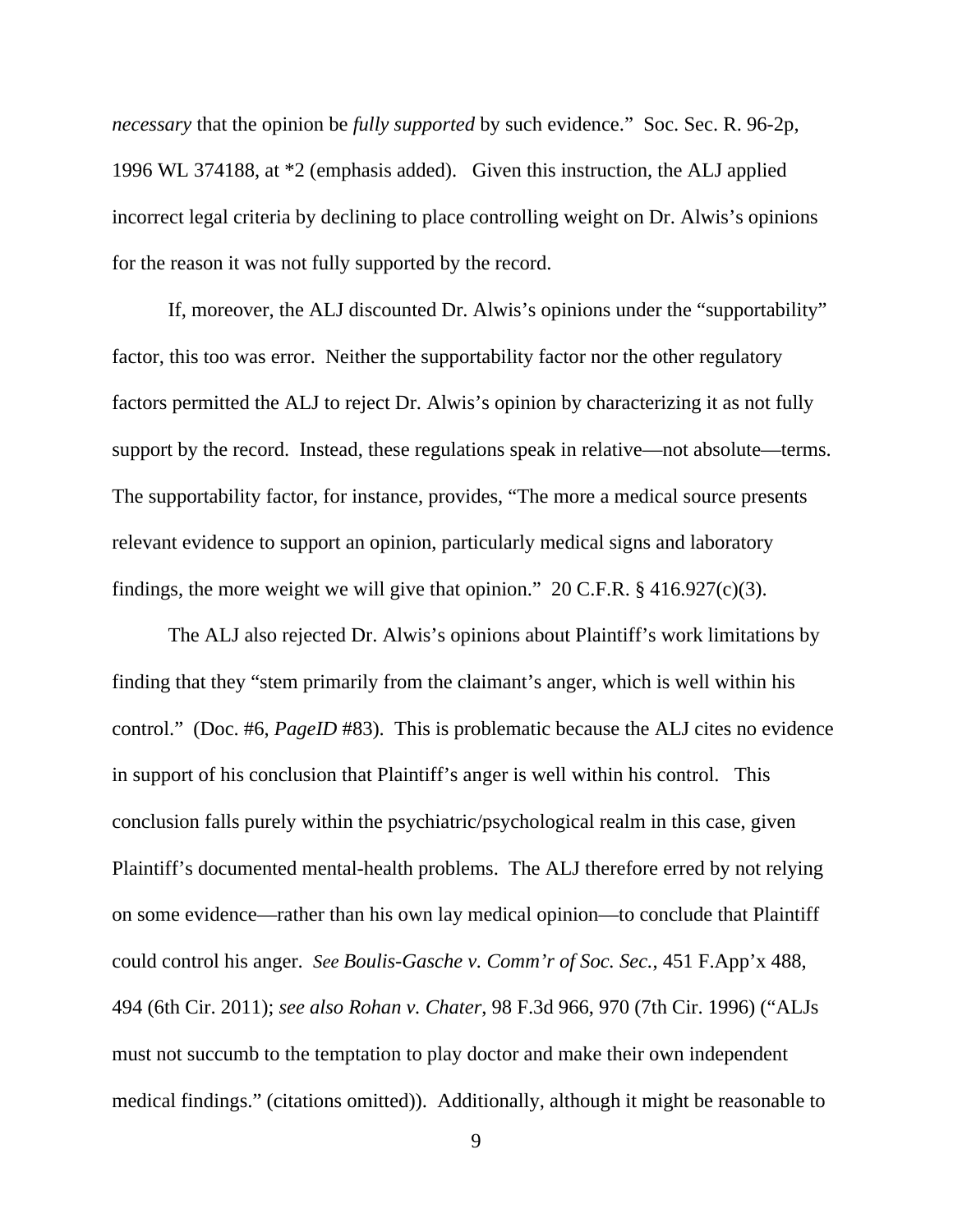*necessary* that the opinion be *fully supported* by such evidence." Soc. Sec. R. 96-2p, 1996 WL 374188, at *2 (emphasis added). Given this instruction, the ALJ applied incorrect legal criteria by declining to place controlling weight on Dr. Alwis's opinions for the reason it was not fully supported by the record.

If, moreover, the ALJ discounted Dr. Alwis's opinions under the "supportability" factor, this too was error. Neither the supportability factor nor the other regulatory factors permitted the ALJ to reject Dr. Alwis's opinion by characterizing it as not fully support by the record. Instead, these regulations speak in relative—not absolute—terms. The supportability factor, for instance, provides, "The more a medical source presents relevant evidence to support an opinion, particularly medical signs and laboratory findings, the more weight we will give that opinion." 20 C.F.R. § 416.927(c)(3).

The ALJ also rejected Dr. Alwis's opinions about Plaintiff's work limitations by finding that they "stem primarily from the claimant's anger, which is well within his control." (Doc. #6, *PageID* #83). This is problematic because the ALJ cites no evidence in support of his conclusion that Plaintiff's anger is well within his control. This conclusion falls purely within the psychiatric/psychological realm in this case, given Plaintiff's documented mental-health problems. The ALJ therefore erred by not relying on some evidence—rather than his own lay medical opinion—to conclude that Plaintiff could control his anger. *See Boulis-Gasche v. Comm'r of Soc. Sec.*, 451 F.App'x 488, 494 (6th Cir. 2011); *see also Rohan v. Chater*, 98 F.3d 966, 970 (7th Cir. 1996) ("ALJs must not succumb to the temptation to play doctor and make their own independent medical findings." (citations omitted)). Additionally, although it might be reasonable to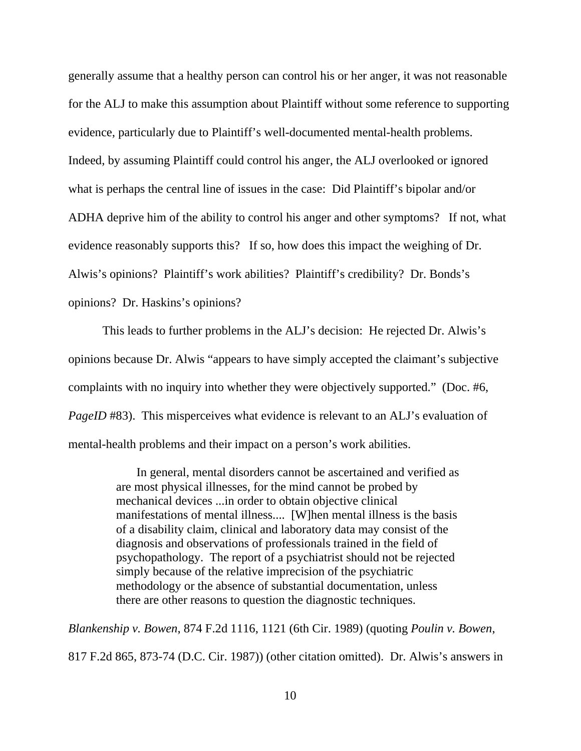generally assume that a healthy person can control his or her anger, it was not reasonable for the ALJ to make this assumption about Plaintiff without some reference to supporting evidence, particularly due to Plaintiff's well-documented mental-health problems. Indeed, by assuming Plaintiff could control his anger, the ALJ overlooked or ignored what is perhaps the central line of issues in the case: Did Plaintiff's bipolar and/or ADHA deprive him of the ability to control his anger and other symptoms? If not, what evidence reasonably supports this? If so, how does this impact the weighing of Dr. Alwis's opinions? Plaintiff's work abilities? Plaintiff's credibility? Dr. Bonds's opinions? Dr. Haskins's opinions?

This leads to further problems in the ALJ's decision: He rejected Dr. Alwis's opinions because Dr. Alwis "appears to have simply accepted the claimant's subjective complaints with no inquiry into whether they were objectively supported." (Doc. #6, *PageID* #83). This misperceives what evidence is relevant to an ALJ's evaluation of mental-health problems and their impact on a person's work abilities.

> In general, mental disorders cannot be ascertained and verified as are most physical illnesses, for the mind cannot be probed by mechanical devices ...in order to obtain objective clinical manifestations of mental illness.... [W]hen mental illness is the basis of a disability claim, clinical and laboratory data may consist of the diagnosis and observations of professionals trained in the field of psychopathology. The report of a psychiatrist should not be rejected simply because of the relative imprecision of the psychiatric methodology or the absence of substantial documentation, unless there are other reasons to question the diagnostic techniques.

*Blankenship v. Bowen*, 874 F.2d 1116, 1121 (6th Cir. 1989) (quoting *Poulin v. Bowen*, 817 F.2d 865, 873-74 (D.C. Cir. 1987)) (other citation omitted). Dr. Alwis's answers in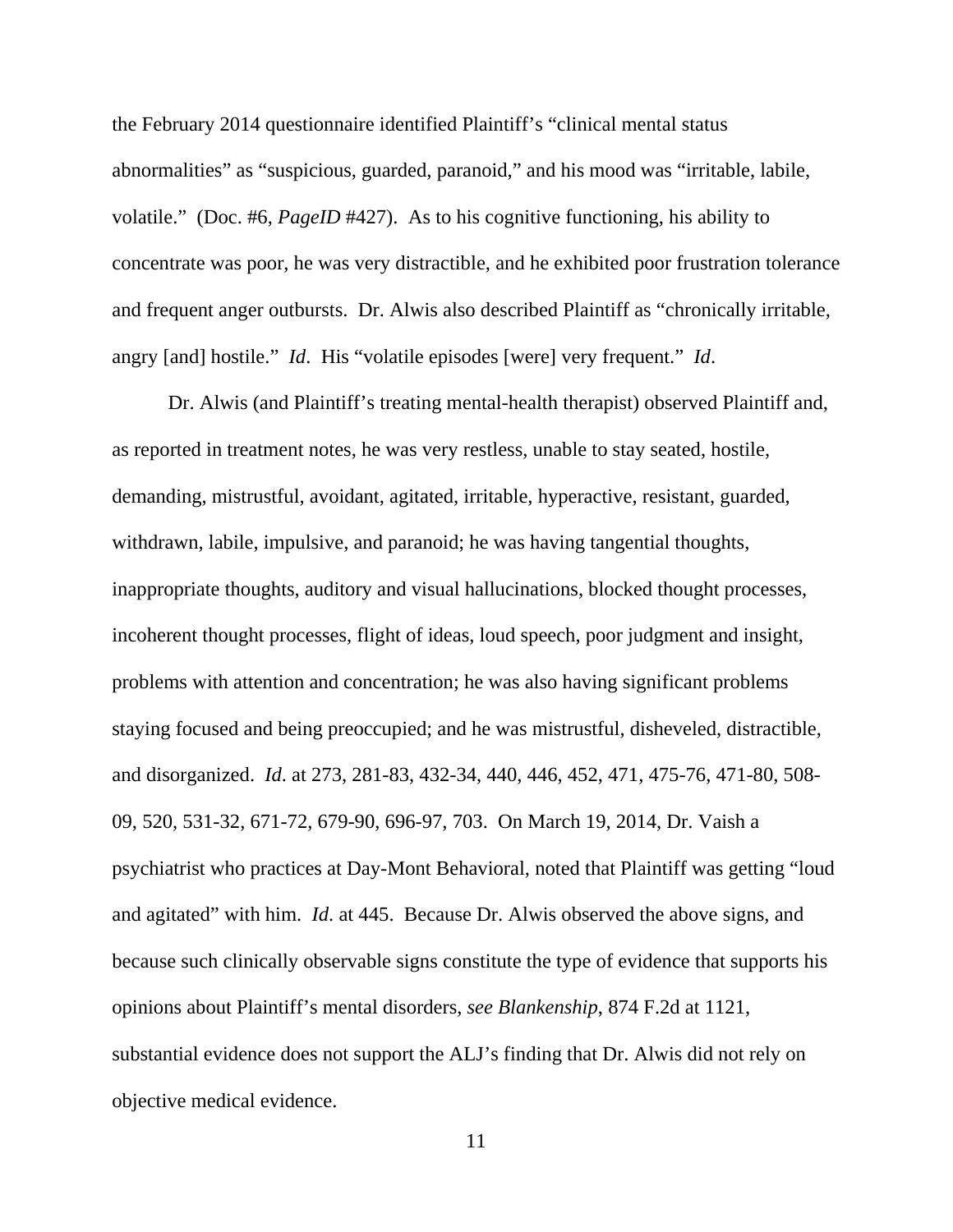the February 2014 questionnaire identified Plaintiff's "clinical mental status abnormalities" as "suspicious, guarded, paranoid," and his mood was "irritable, labile, volatile." (Doc. #6, *PageID* #427). As to his cognitive functioning, his ability to concentrate was poor, he was very distractible, and he exhibited poor frustration tolerance and frequent anger outbursts. Dr. Alwis also described Plaintiff as "chronically irritable, angry [and] hostile." *Id*. His "volatile episodes [were] very frequent." *Id*.

Dr. Alwis (and Plaintiff's treating mental-health therapist) observed Plaintiff and, as reported in treatment notes, he was very restless, unable to stay seated, hostile, demanding, mistrustful, avoidant, agitated, irritable, hyperactive, resistant, guarded, withdrawn, labile, impulsive, and paranoid; he was having tangential thoughts, inappropriate thoughts, auditory and visual hallucinations, blocked thought processes, incoherent thought processes, flight of ideas, loud speech, poor judgment and insight, problems with attention and concentration; he was also having significant problems staying focused and being preoccupied; and he was mistrustful, disheveled, distractible, and disorganized. *Id*. at 273, 281-83, 432-34, 440, 446, 452, 471, 475-76, 471-80, 508-09, 520, 531-32, 671-72, 679-90, 696-97, 703. On March 19, 2014, Dr. Vaish a psychiatrist who practices at Day-Mont Behavioral, noted that Plaintiff was getting "loud and agitated" with him. *Id*. at 445. Because Dr. Alwis observed the above signs, and because such clinically observable signs constitute the type of evidence that supports his opinions about Plaintiff's mental disorders, *see Blankenship*, 874 F.2d at 1121, substantial evidence does not support the ALJ's finding that Dr. Alwis did not rely on objective medical evidence.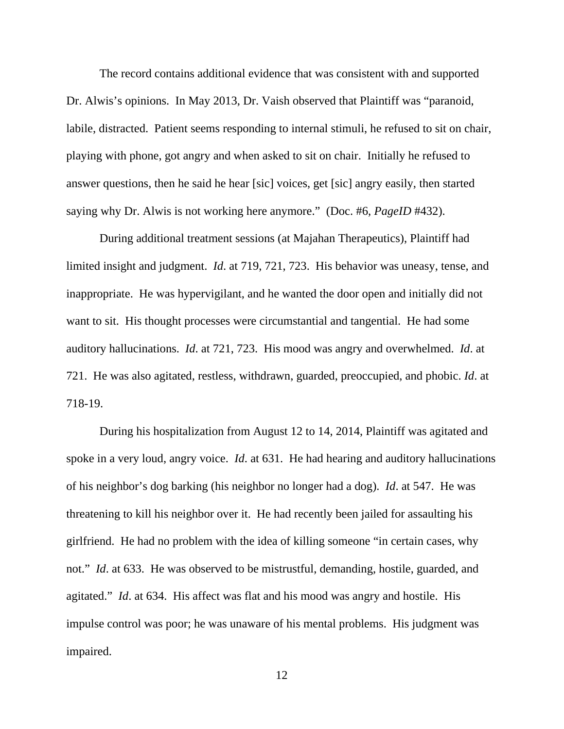The record contains additional evidence that was consistent with and supported Dr. Alwis's opinions. In May 2013, Dr. Vaish observed that Plaintiff was "paranoid, labile, distracted. Patient seems responding to internal stimuli, he refused to sit on chair, playing with phone, got angry and when asked to sit on chair. Initially he refused to answer questions, then he said he hear [sic] voices, get [sic] angry easily, then started saying why Dr. Alwis is not working here anymore." (Doc. #6, *PageID* #432).

During additional treatment sessions (at Majahan Therapeutics), Plaintiff had limited insight and judgment. *Id*. at 719, 721, 723. His behavior was uneasy, tense, and inappropriate. He was hypervigilant, and he wanted the door open and initially did not want to sit. His thought processes were circumstantial and tangential. He had some auditory hallucinations. *Id*. at 721, 723. His mood was angry and overwhelmed. *Id*. at 721. He was also agitated, restless, withdrawn, guarded, preoccupied, and phobic. *Id*. at 718-19.

During his hospitalization from August 12 to 14, 2014, Plaintiff was agitated and spoke in a very loud, angry voice. *Id*. at 631. He had hearing and auditory hallucinations of his neighbor's dog barking (his neighbor no longer had a dog). *Id*. at 547. He was threatening to kill his neighbor over it. He had recently been jailed for assaulting his girlfriend. He had no problem with the idea of killing someone "in certain cases, why not." *Id*. at 633. He was observed to be mistrustful, demanding, hostile, guarded, and agitated." *Id*. at 634. His affect was flat and his mood was angry and hostile. His impulse control was poor; he was unaware of his mental problems. His judgment was impaired.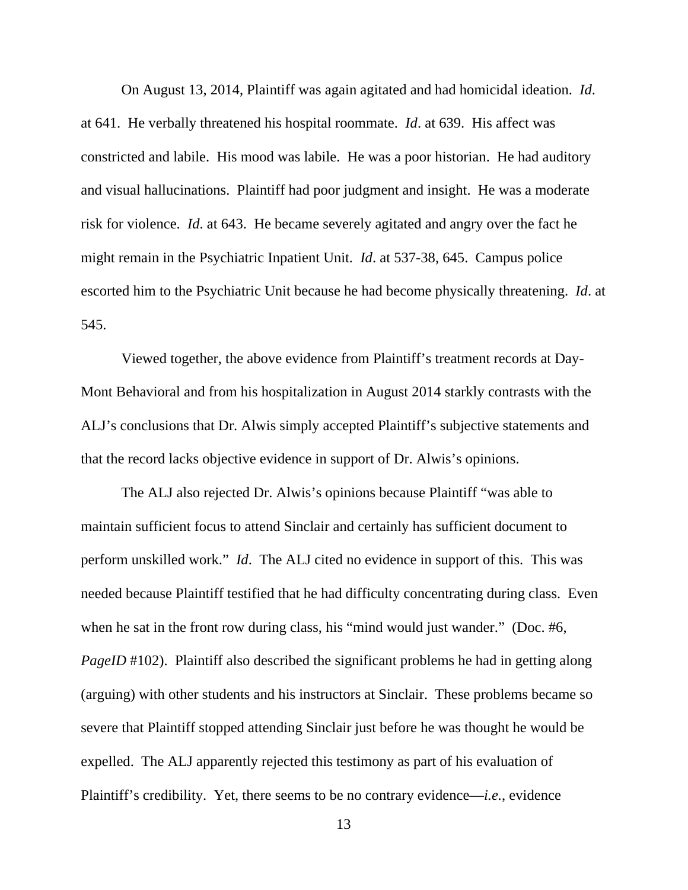On August 13, 2014, Plaintiff was again agitated and had homicidal ideation. *Id*. at 641. He verbally threatened his hospital roommate. *Id*. at 639. His affect was constricted and labile. His mood was labile. He was a poor historian. He had auditory and visual hallucinations. Plaintiff had poor judgment and insight. He was a moderate risk for violence. *Id*. at 643. He became severely agitated and angry over the fact he might remain in the Psychiatric Inpatient Unit. *Id*. at 537-38, 645. Campus police escorted him to the Psychiatric Unit because he had become physically threatening. *Id*. at 545.

Viewed together, the above evidence from Plaintiff's treatment records at Day-Mont Behavioral and from his hospitalization in August 2014 starkly contrasts with the ALJ's conclusions that Dr. Alwis simply accepted Plaintiff's subjective statements and that the record lacks objective evidence in support of Dr. Alwis's opinions.

The ALJ also rejected Dr. Alwis's opinions because Plaintiff "was able to maintain sufficient focus to attend Sinclair and certainly has sufficient document to perform unskilled work." *Id*. The ALJ cited no evidence in support of this. This was needed because Plaintiff testified that he had difficulty concentrating during class. Even when he sat in the front row during class, his "mind would just wander." (Doc. #6, *PageID* #102). Plaintiff also described the significant problems he had in getting along (arguing) with other students and his instructors at Sinclair. These problems became so severe that Plaintiff stopped attending Sinclair just before he was thought he would be expelled. The ALJ apparently rejected this testimony as part of his evaluation of Plaintiff's credibility. Yet, there seems to be no contrary evidence—*i.e.*, evidence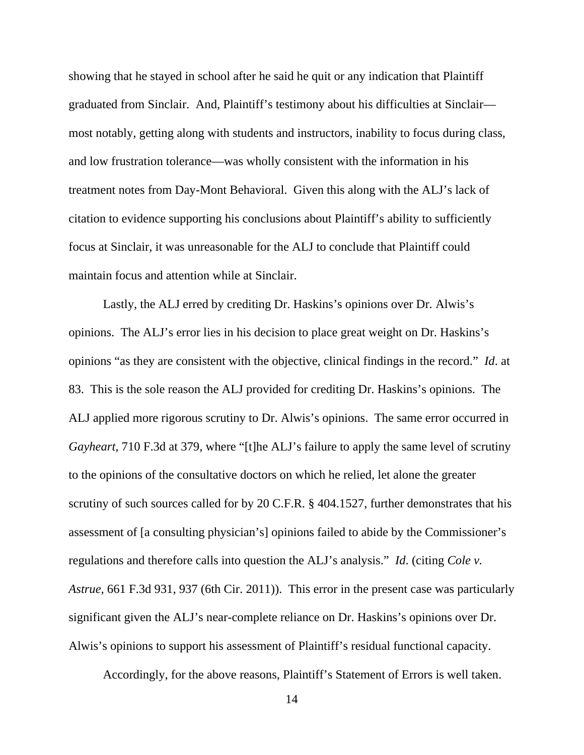showing that he stayed in school after he said he quit or any indication that Plaintiff graduated from Sinclair. And, Plaintiff's testimony about his difficulties at Sinclair—most notably, getting along with students and instructors, inability to focus during class, and low frustration tolerance—was wholly consistent with the information in his treatment notes from Day-Mont Behavioral. Given this along with the ALJ's lack of citation to evidence supporting his conclusions about Plaintiff's ability to sufficiently focus at Sinclair, it was unreasonable for the ALJ to conclude that Plaintiff could maintain focus and attention while at Sinclair.

Lastly, the ALJ erred by crediting Dr. Haskins's opinions over Dr. Alwis's opinions. The ALJ's error lies in his decision to place great weight on Dr. Haskins's opinions "as they are consistent with the objective, clinical findings in the record." *Id*. at 83. This is the sole reason the ALJ provided for crediting Dr. Haskins's opinions. The ALJ applied more rigorous scrutiny to Dr. Alwis's opinions. The same error occurred in *Gayheart*, 710 F.3d at 379, where "[t]he ALJ's failure to apply the same level of scrutiny to the opinions of the consultative doctors on which he relied, let alone the greater scrutiny of such sources called for by 20 C.F.R. § 404.1527, further demonstrates that his assessment of [a consulting physician's] opinions failed to abide by the Commissioner's regulations and therefore calls into question the ALJ's analysis." *Id*. (citing *Cole v. Astrue,* 661 F.3d 931, 937 (6th Cir. 2011)). This error in the present case was particularly significant given the ALJ's near-complete reliance on Dr. Haskins's opinions over Dr. Alwis's opinions to support his assessment of Plaintiff's residual functional capacity.

Accordingly, for the above reasons, Plaintiff's Statement of Errors is well taken.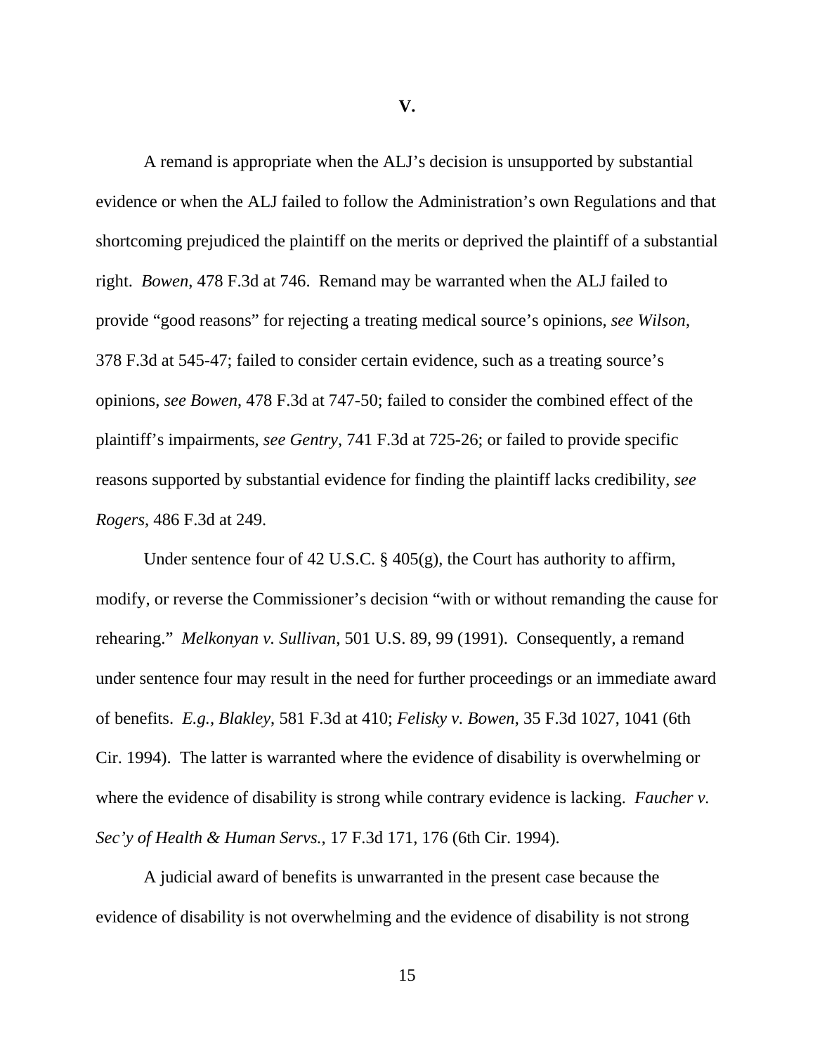## V.

A remand is appropriate when the ALJ's decision is unsupported by substantial evidence or when the ALJ failed to follow the Administration's own Regulations and that shortcoming prejudiced the plaintiff on the merits or deprived the plaintiff of a substantial right. *Bowen*, 478 F.3d at 746. Remand may be warranted when the ALJ failed to provide "good reasons" for rejecting a treating medical source's opinions, *see Wilson*, 378 F.3d at 545-47; failed to consider certain evidence, such as a treating source's opinions, *see Bowen*, 478 F.3d at 747-50; failed to consider the combined effect of the plaintiff's impairments, *see Gentry*, 741 F.3d at 725-26; or failed to provide specific reasons supported by substantial evidence for finding the plaintiff lacks credibility, *see Rogers*, 486 F.3d at 249.

Under sentence four of 42 U.S.C. § 405(g), the Court has authority to affirm, modify, or reverse the Commissioner's decision "with or without remanding the cause for rehearing." *Melkonyan v. Sullivan*, 501 U.S. 89, 99 (1991). Consequently, a remand under sentence four may result in the need for further proceedings or an immediate award of benefits. *E.g.*, *Blakley*, 581 F.3d at 410; *Felisky v. Bowen*, 35 F.3d 1027, 1041 (6th Cir. 1994). The latter is warranted where the evidence of disability is overwhelming or where the evidence of disability is strong while contrary evidence is lacking. *Faucher v. Sec'y of Health & Human Servs.*, 17 F.3d 171, 176 (6th Cir. 1994).

A judicial award of benefits is unwarranted in the present case because the evidence of disability is not overwhelming and the evidence of disability is not strong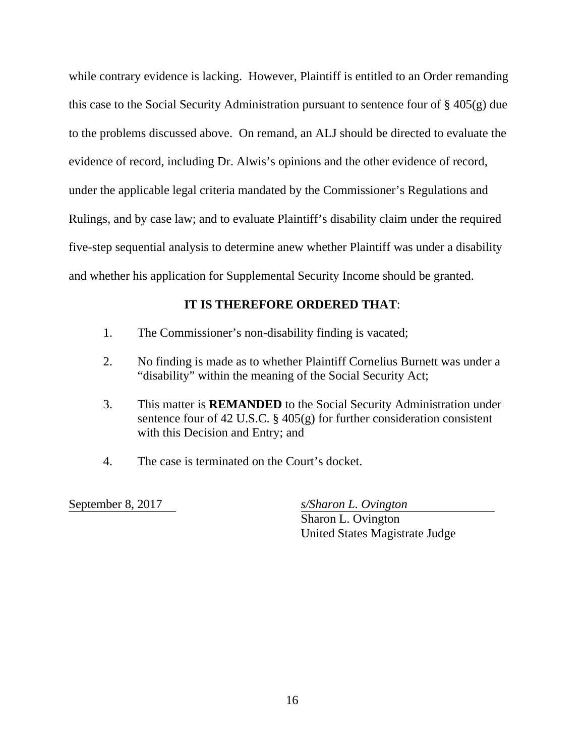while contrary evidence is lacking. However, Plaintiff is entitled to an Order remanding this case to the Social Security Administration pursuant to sentence four of § 405(g) due to the problems discussed above. On remand, an ALJ should be directed to evaluate the evidence of record, including Dr. Alwis's opinions and the other evidence of record, under the applicable legal criteria mandated by the Commissioner's Regulations and Rulings, and by case law; and to evaluate Plaintiff's disability claim under the required five-step sequential analysis to determine anew whether Plaintiff was under a disability and whether his application for Supplemental Security Income should be granted.

**IT IS THEREFORE ORDERED THAT**:

1. The Commissioner's non-disability finding is vacated;

2. No finding is made as to whether Plaintiff Cornelius Burnett was under a "disability" within the meaning of the Social Security Act;

3. This matter is **REMANDED** to the Social Security Administration under sentence four of 42 U.S.C. § 405(g) for further consideration consistent with this Decision and Entry; and

4. The case is terminated on the Court's docket.

September 8, 2017

*s/Sharon L. Ovington*
Sharon L. Ovington
United States Magistrate Judge